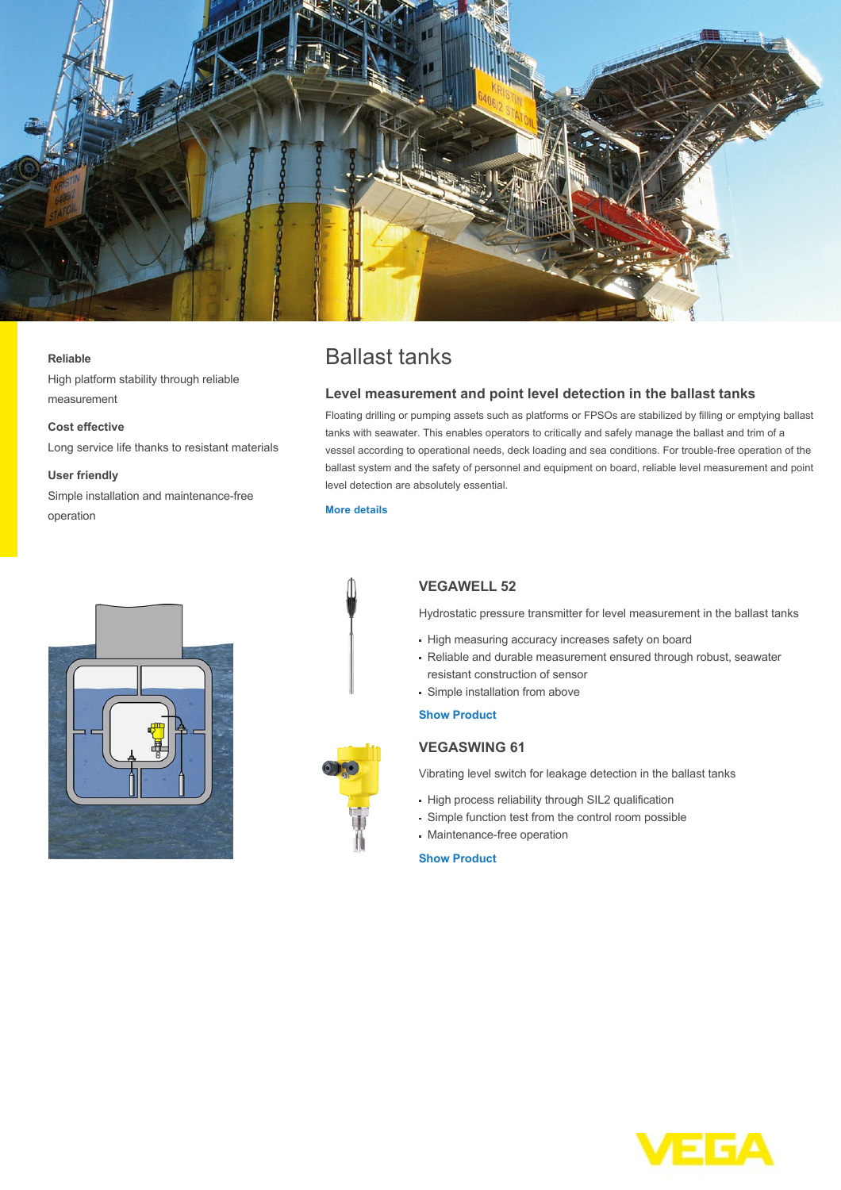**Reliable**

High platform stability through reliable measurement

**Cost effective**

Long service life thanks to resistant materials

**User friendly**

Simple installation and maintenance-free operation

# Ballast tanks

## Level measurement and point level detection in the ballast tanks

Floating drilling or pumping assets such as platforms or FPSOs are stabilized by filling or emptying ballast tanks with seawater. This enables operators to critically and safely manage the ballast and trim of a vessel according to operational needs, deck loading and sea conditions. For trouble-free operation of the ballast system and the safety of personnel and equipment on board, reliable level measurement and point level detection are absolutely essential.

More details

### VEGAWELL 52

Hydrostatic pressure transmitter for level measurement in the ballast tanks

- High measuring accuracy increases safety on board
- Reliable and durable measurement ensured through robust, seawater resistant construction of sensor
- Simple installation from above

Show Product

### VEGASWING 61

Vibrating level switch for leakage detection in the ballast tanks

- High process reliability through SIL2 qualification
- Simple function test from the control room possible
- Maintenance-free operation

Show Product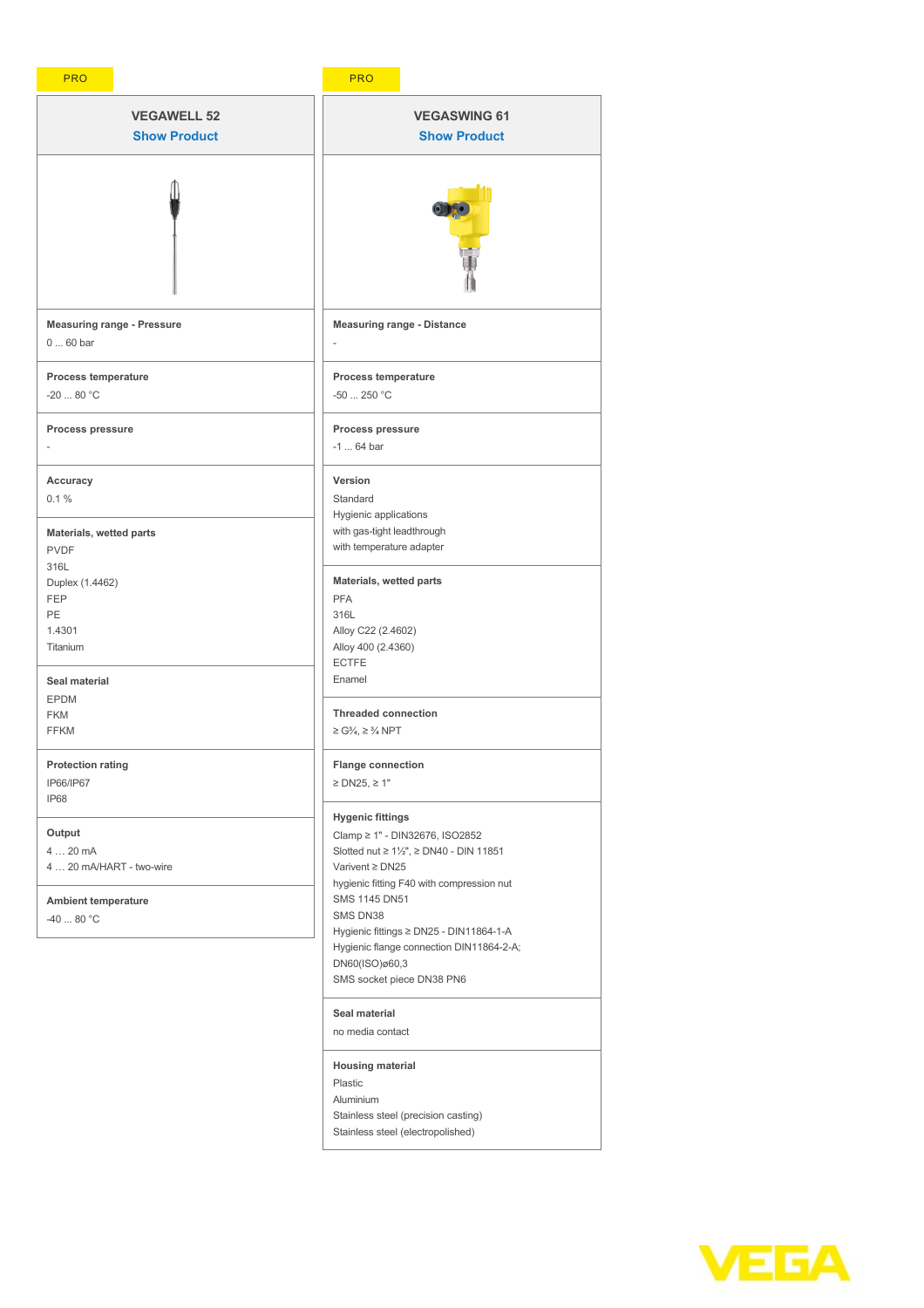PRO

## VEGAWELL 52

Show Product

**Measuring range - Pressure**
0 ... 60 bar

**Process temperature**
-20 ... 80 °C

**Process pressure**
-

**Accuracy**
0.1 %

**Materials, wetted parts**
PVDF
316L
Duplex (1.4462)
FEP
PE
1.4301
Titanium

**Seal material**
EPDM
FKM
FFKM

**Protection rating**
IP66/IP67
IP68

**Output**
4 … 20 mA
4 … 20 mA/HART - two-wire

**Ambient temperature**
-40 ... 80 °C

PRO

## VEGASWING 61

Show Product

**Measuring range - Distance**
-

**Process temperature**
-50 ... 250 °C

**Process pressure**
-1 ... 64 bar

**Version**
Standard
Hygienic applications
with gas-tight leadthrough
with temperature adapter

**Materials, wetted parts**
PFA
316L
Alloy C22 (2.4602)
Alloy 400 (2.4360)
ECTFE
Enamel

**Threaded connection**
≥ G¾, ≥ ¾ NPT

**Flange connection**
≥ DN25, ≥ 1"

**Hygenic fittings**
Clamp ≥ 1" - DIN32676, ISO2852
Slotted nut ≥ 1½", ≥ DN40 - DIN 11851
Varivent ≥ DN25
hygienic fitting F40 with compression nut
SMS 1145 DN51
SMS DN38
Hygienic fittings ≥ DN25 - DIN11864-1-A
Hygienic flange connection DIN11864-2-A; DN60(ISO)ø60,3
SMS socket piece DN38 PN6

**Seal material**
no media contact

**Housing material**
Plastic
Aluminium
Stainless steel (precision casting)
Stainless steel (electropolished)